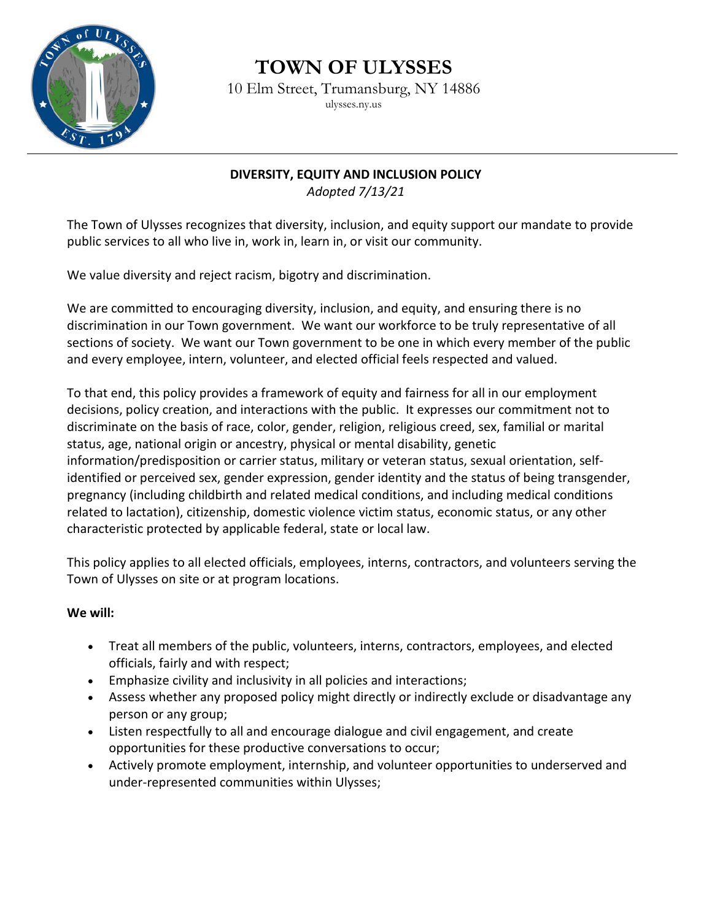# TOWN OF ULYSSES

10 Elm Street, Trumansburg, NY 14886

ulysses.ny.us

## DIVERSITY, EQUITY AND INCLUSION POLICY

*Adopted 7/13/21*

The Town of Ulysses recognizes that diversity, inclusion, and equity support our mandate to provide public services to all who live in, work in, learn in, or visit our community.

We value diversity and reject racism, bigotry and discrimination.

We are committed to encouraging diversity, inclusion, and equity, and ensuring there is no discrimination in our Town government. We want our workforce to be truly representative of all sections of society. We want our Town government to be one in which every member of the public and every employee, intern, volunteer, and elected official feels respected and valued.

To that end, this policy provides a framework of equity and fairness for all in our employment decisions, policy creation, and interactions with the public. It expresses our commitment not to discriminate on the basis of race, color, gender, religion, religious creed, sex, familial or marital status, age, national origin or ancestry, physical or mental disability, genetic information/predisposition or carrier status, military or veteran status, sexual orientation, self-identified or perceived sex, gender expression, gender identity and the status of being transgender, pregnancy (including childbirth and related medical conditions, and including medical conditions related to lactation), citizenship, domestic violence victim status, economic status, or any other characteristic protected by applicable federal, state or local law.

This policy applies to all elected officials, employees, interns, contractors, and volunteers serving the Town of Ulysses on site or at program locations.

**We will:**

- Treat all members of the public, volunteers, interns, contractors, employees, and elected officials, fairly and with respect;
- Emphasize civility and inclusivity in all policies and interactions;
- Assess whether any proposed policy might directly or indirectly exclude or disadvantage any person or any group;
- Listen respectfully to all and encourage dialogue and civil engagement, and create opportunities for these productive conversations to occur;
- Actively promote employment, internship, and volunteer opportunities to underserved and under-represented communities within Ulysses;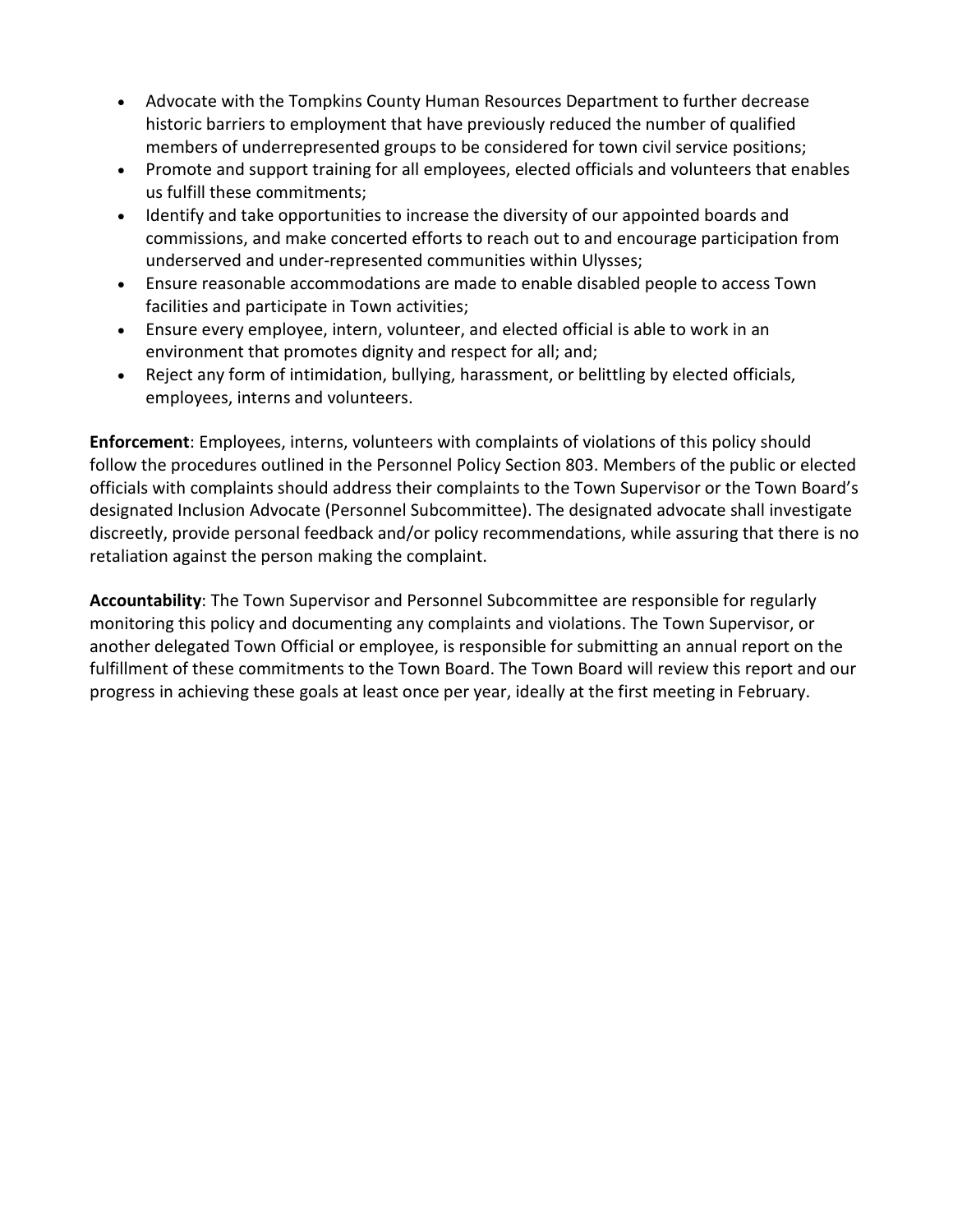- Advocate with the Tompkins County Human Resources Department to further decrease historic barriers to employment that have previously reduced the number of qualified members of underrepresented groups to be considered for town civil service positions;
- Promote and support training for all employees, elected officials and volunteers that enables us fulfill these commitments;
- Identify and take opportunities to increase the diversity of our appointed boards and commissions, and make concerted efforts to reach out to and encourage participation from underserved and under-represented communities within Ulysses;
- Ensure reasonable accommodations are made to enable disabled people to access Town facilities and participate in Town activities;
- Ensure every employee, intern, volunteer, and elected official is able to work in an environment that promotes dignity and respect for all; and;
- Reject any form of intimidation, bullying, harassment, or belittling by elected officials, employees, interns and volunteers.

**Enforcement**: Employees, interns, volunteers with complaints of violations of this policy should follow the procedures outlined in the Personnel Policy Section 803. Members of the public or elected officials with complaints should address their complaints to the Town Supervisor or the Town Board's designated Inclusion Advocate (Personnel Subcommittee). The designated advocate shall investigate discreetly, provide personal feedback and/or policy recommendations, while assuring that there is no retaliation against the person making the complaint.

**Accountability**: The Town Supervisor and Personnel Subcommittee are responsible for regularly monitoring this policy and documenting any complaints and violations. The Town Supervisor, or another delegated Town Official or employee, is responsible for submitting an annual report on the fulfillment of these commitments to the Town Board. The Town Board will review this report and our progress in achieving these goals at least once per year, ideally at the first meeting in February.